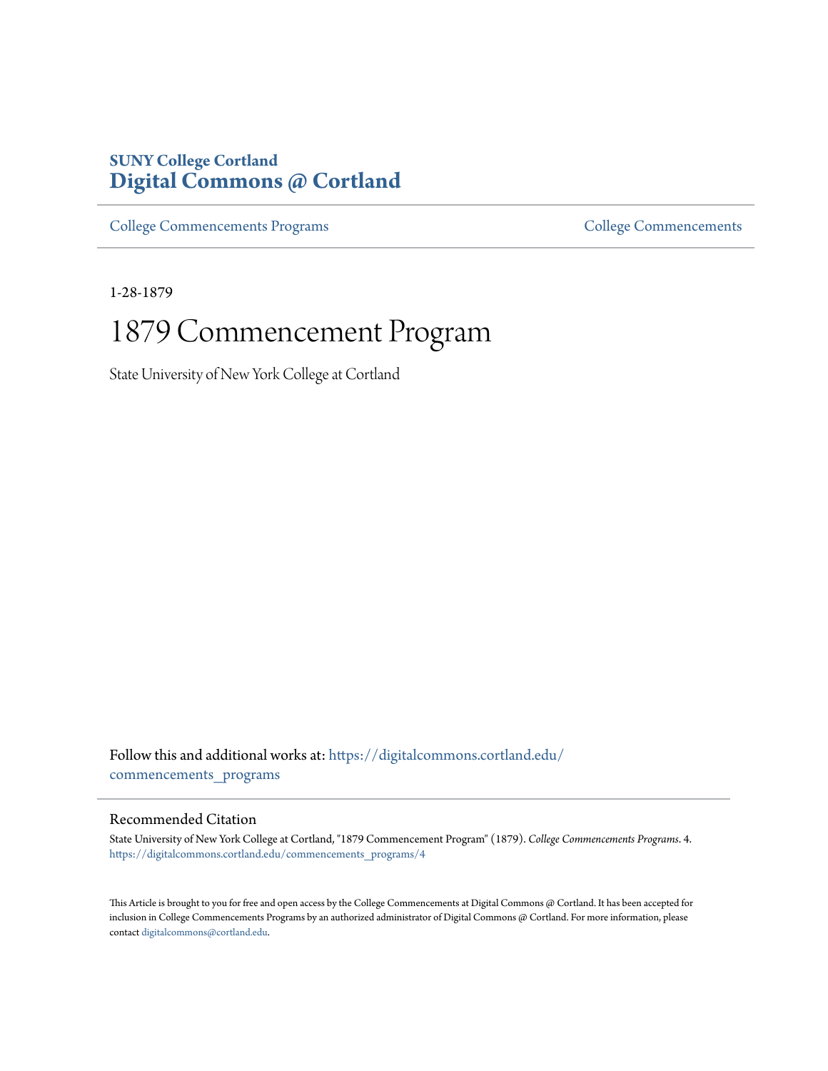**SUNY College Cortland**
**Digital Commons @ Cortland**

College Commencements Programs

College Commencements

1-28-1879

# 1879 Commencement Program

State University of New York College at Cortland

Follow this and additional works at: https://digitalcommons.cortland.edu/commencements_programs

## Recommended Citation

State University of New York College at Cortland, "1879 Commencement Program" (1879). *College Commencements Programs*. 4.
https://digitalcommons.cortland.edu/commencements_programs/4

This Article is brought to you for free and open access by the College Commencements at Digital Commons @ Cortland. It has been accepted for inclusion in College Commencements Programs by an authorized administrator of Digital Commons @ Cortland. For more information, please contact digitalcommons@cortland.edu.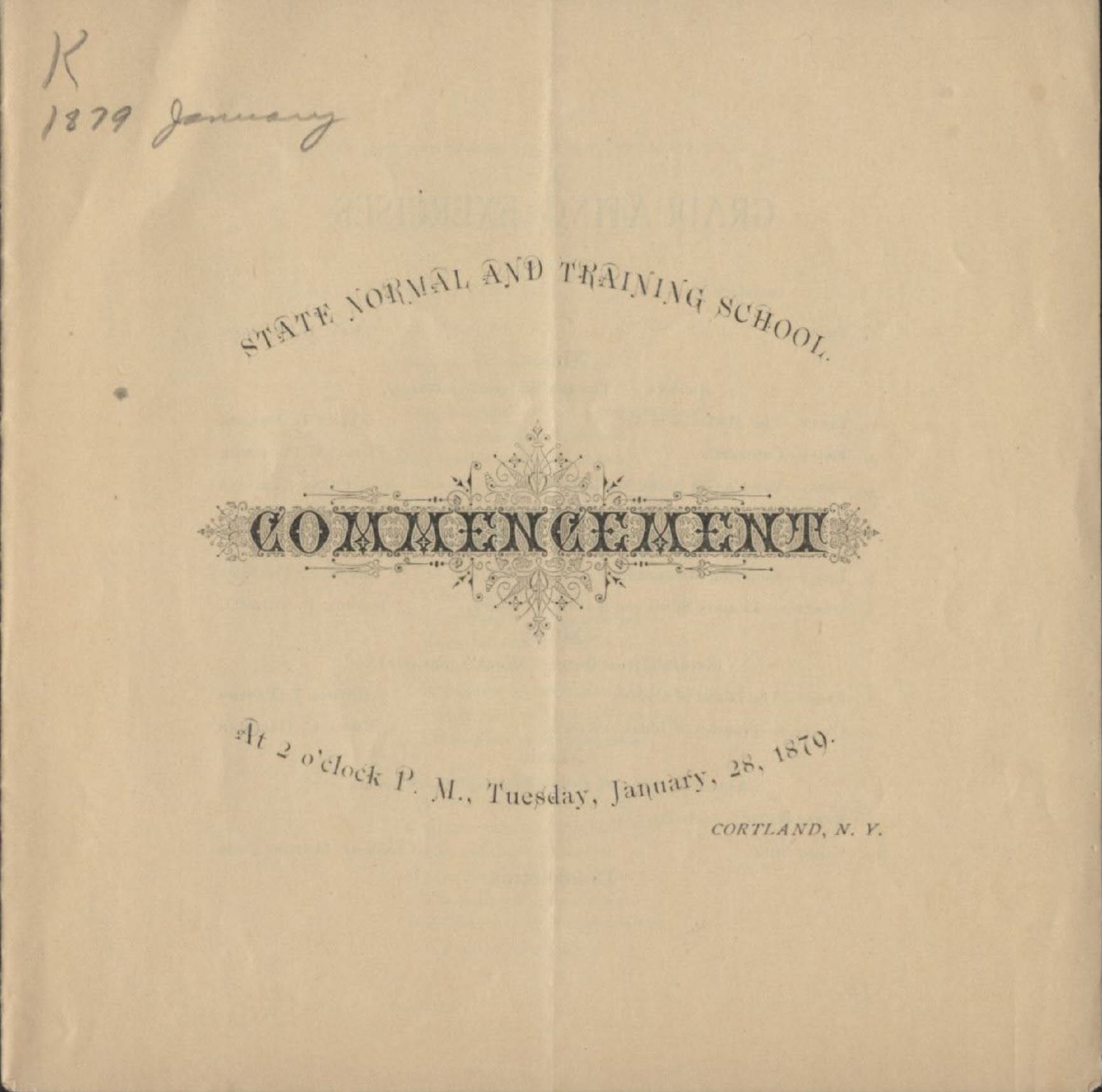K
1879 January

STATE NORMAL AND TRAINING SCHOOL.

# COMMENCEMENT

At 2 o'clock P. M., Tuesday, January, 28, 1879.

*CORTLAND, N. Y.*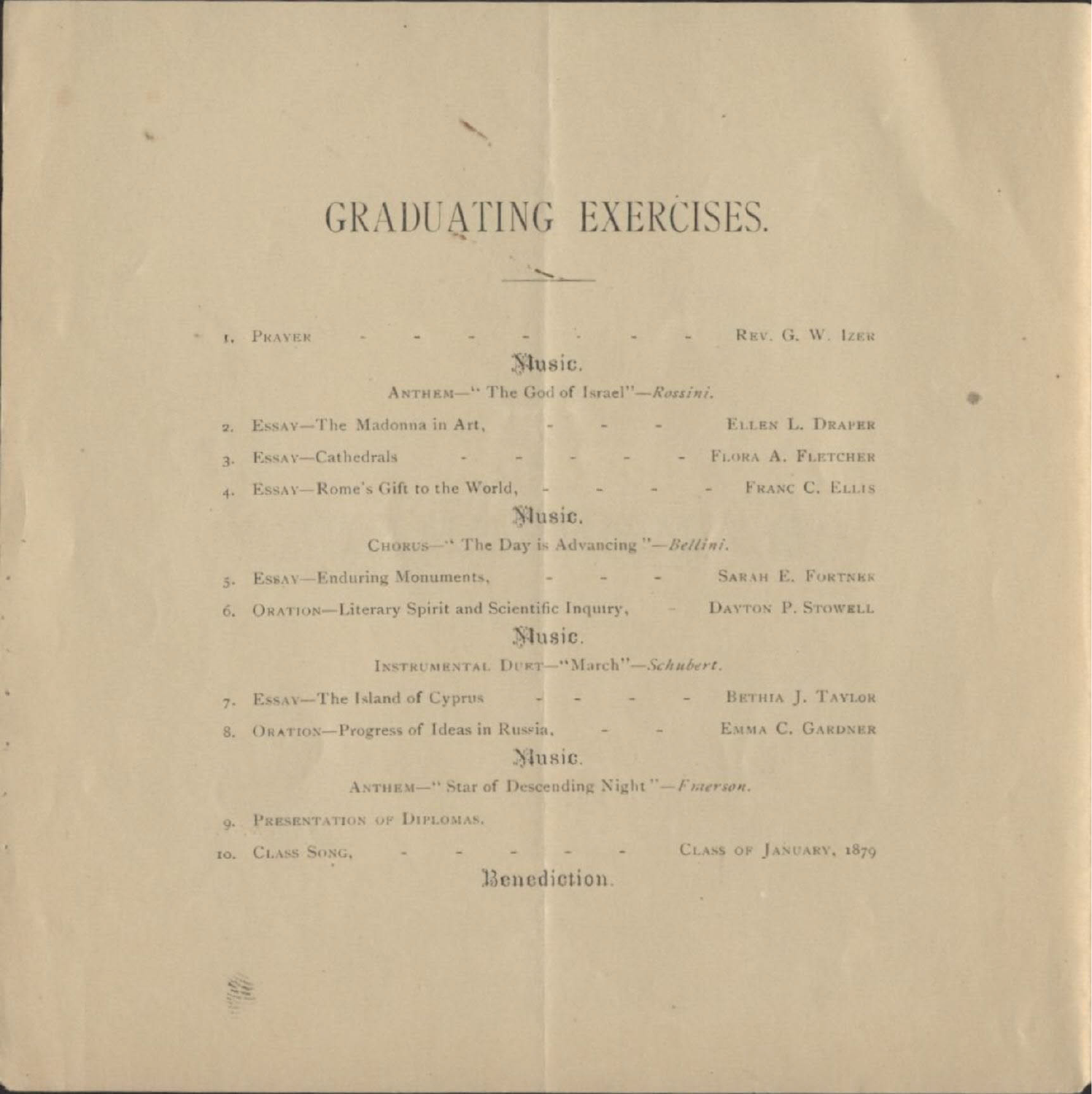# GRADUATING EXERCISES.

1. PRAYER - - - - - - - - REV. G. W. IZER

**Music.**

ANTHEM—"The God of Israel"—*Rossini.*

2. ESSAY—The Madonna in Art, - - - ELLEN L. DRAPER
3. ESSAY—Cathedrals - - - - - FLORA A. FLETCHER
4. ESSAY—Rome's Gift to the World, - - - - FRANC C. ELLIS

**Music.**

CHORUS—"The Day is Advancing"—*Bellini.*

5. ESSAY—Enduring Monuments, - - - SARAH E. FORTNER
6. ORATION—Literary Spirit and Scientific Inquiry, - DAYTON P. STOWELL

**Music.**

INSTRUMENTAL DUET—"March"—*Schubert.*

7. ESSAY—The Island of Cyprus - - - - BETHIA J. TAYLOR
8. ORATION—Progress of Ideas in Russia, - - EMMA C. GARDNER

**Music.**

ANTHEM—"Star of Descending Night"—*Emerson.*

9. PRESENTATION OF DIPLOMAS.
10. CLASS SONG, - - - - - CLASS OF JANUARY, 1879

**Benediction.**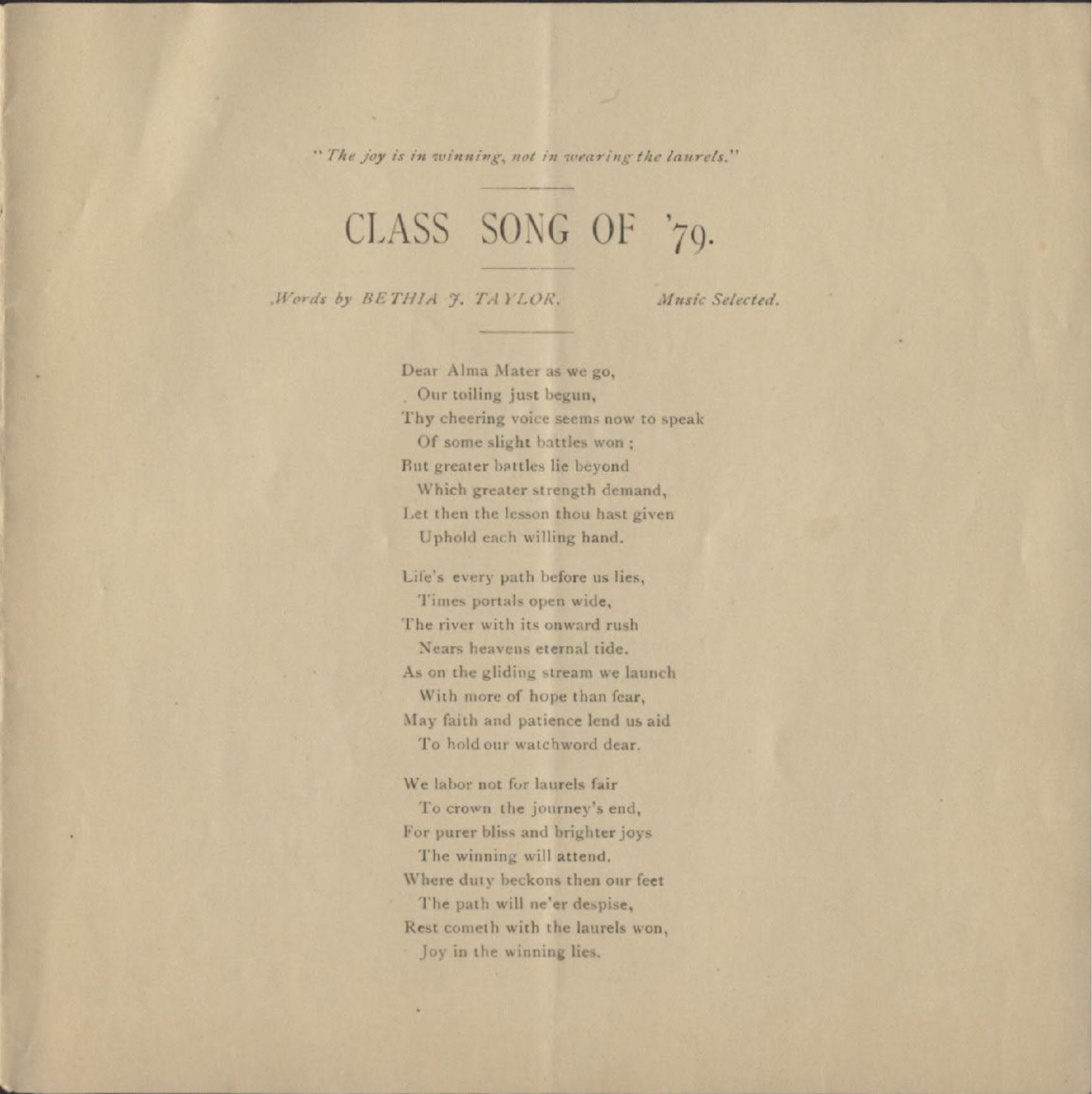*"The joy is in winning, not in wearing the laurels."*

# CLASS SONG OF '79.

*Words by BETHIA J. TAYLOR.* *Music Selected.*

Dear Alma Mater as we go,
  Our toiling just begun,
Thy cheering voice seems now to speak
  Of some slight battles won ;
But greater battles lie beyond
  Which greater strength demand,
Let then the lesson thou hast given
  Uphold each willing hand.

Life's every path before us lies,
  Times portals open wide,
The river with its onward rush
  Nears heavens eternal tide.
As on the gliding stream we launch
  With more of hope than fear,
May faith and patience lend us aid
  To hold our watchword dear.

We labor not for laurels fair
  To crown the journey's end,
For purer bliss and brighter joys
  The winning will attend.
Where duty beckons then our feet
  The path will ne'er despise,
Rest cometh with the laurels won,
  Joy in the winning lies.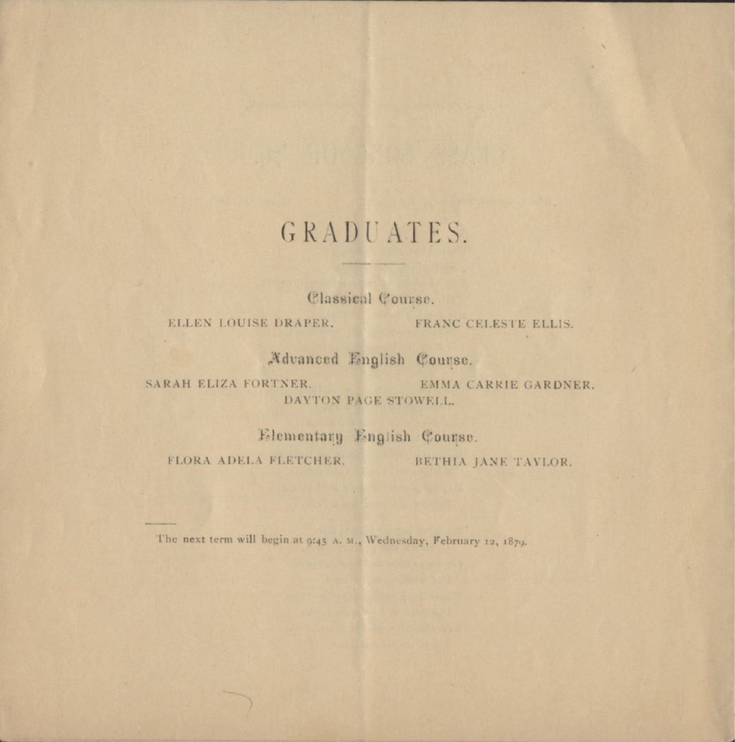# GRADUATES.

## Classical Course.

ELLEN LOUISE DRAPER. FRANC CELESTE ELLIS.

## Advanced English Course.

SARAH ELIZA FORTNER. EMMA CARRIE GARDNER.
DAYTON PAGE STOWELL.

## Elementary English Course.

FLORA ADELA FLETCHER. BETHIA JANE TAYLOR.

---

The next term will begin at 9:45 A. M., Wednesday, February 12, 1879.